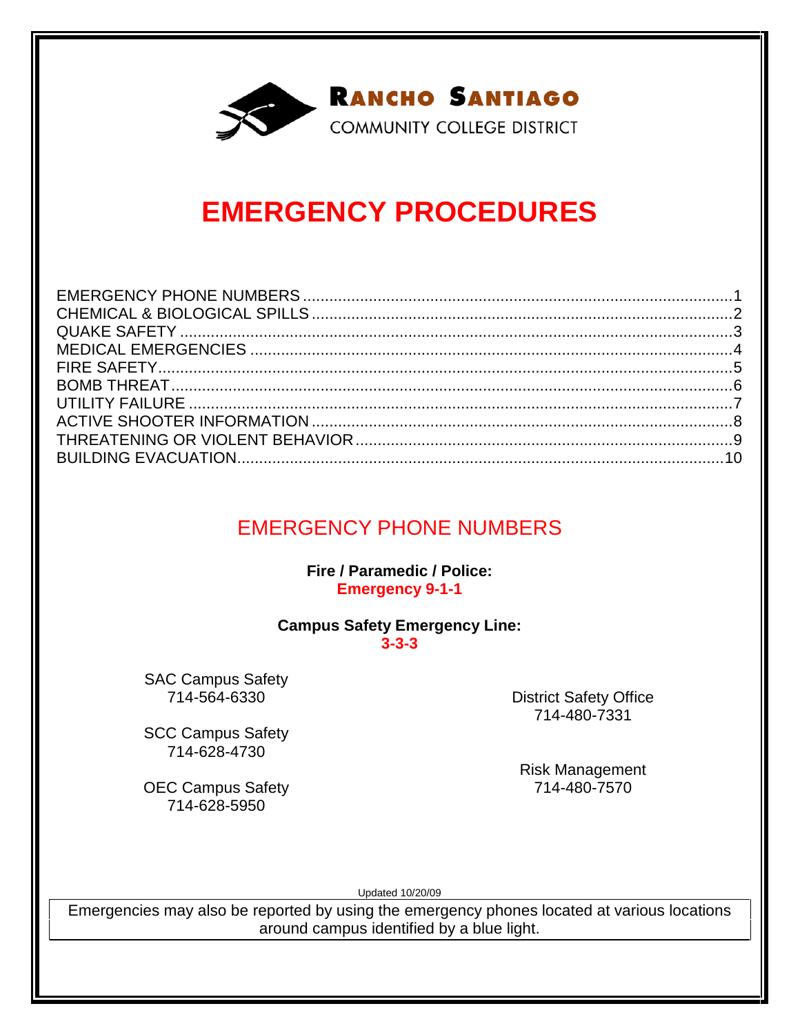**RANCHO SANTIAGO**
COMMUNITY COLLEGE DISTRICT

# EMERGENCY PROCEDURES

| | |
|---|---|
| EMERGENCY PHONE NUMBERS | 1 |
| CHEMICAL & BIOLOGICAL SPILLS | 2 |
| QUAKE SAFETY | 3 |
| MEDICAL EMERGENCIES | 4 |
| FIRE SAFETY | 5 |
| BOMB THREAT | 6 |
| UTILITY FAILURE | 7 |
| ACTIVE SHOOTER INFORMATION | 8 |
| THREATENING OR VIOLENT BEHAVIOR | 9 |
| BUILDING EVACUATION | 10 |

## EMERGENCY PHONE NUMBERS

**Fire / Paramedic / Police:**
**Emergency 9-1-1**

**Campus Safety Emergency Line:**
**3-3-3**

SAC Campus Safety
714-564-6330

SCC Campus Safety
714-628-4730

OEC Campus Safety
714-628-5950

District Safety Office
714-480-7331

Risk Management
714-480-7570

Updated 10/20/09

Emergencies may also be reported by using the emergency phones located at various locations around campus identified by a blue light.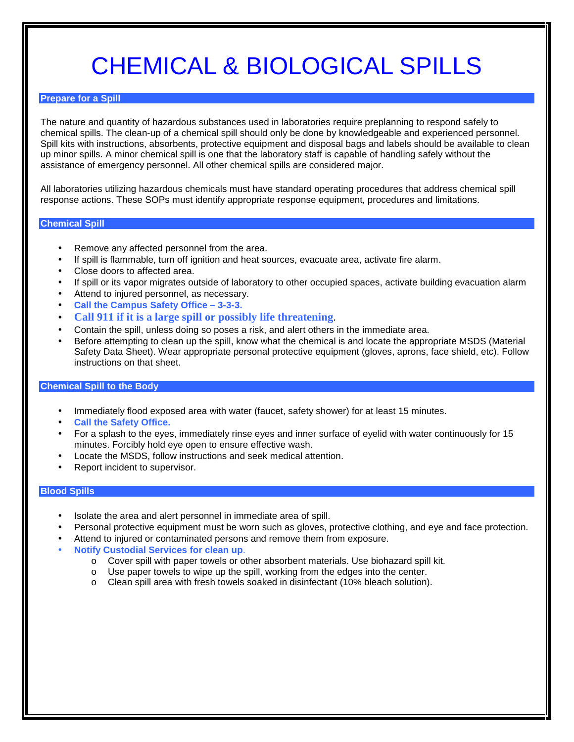# CHEMICAL & BIOLOGICAL SPILLS

## Prepare for a Spill

The nature and quantity of hazardous substances used in laboratories require preplanning to respond safely to chemical spills. The clean-up of a chemical spill should only be done by knowledgeable and experienced personnel. Spill kits with instructions, absorbents, protective equipment and disposal bags and labels should be available to clean up minor spills. A minor chemical spill is one that the laboratory staff is capable of handling safely without the assistance of emergency personnel. All other chemical spills are considered major.

All laboratories utilizing hazardous chemicals must have standard operating procedures that address chemical spill response actions. These SOPs must identify appropriate response equipment, procedures and limitations.

## Chemical Spill

- Remove any affected personnel from the area.
- If spill is flammable, turn off ignition and heat sources, evacuate area, activate fire alarm.
- Close doors to affected area.
- If spill or its vapor migrates outside of laboratory to other occupied spaces, activate building evacuation alarm
- Attend to injured personnel, as necessary.
- **Call the Campus Safety Office – 3-3-3.**
- **Call 911 if it is a large spill or possibly life threatening.**
- Contain the spill, unless doing so poses a risk, and alert others in the immediate area.
- Before attempting to clean up the spill, know what the chemical is and locate the appropriate MSDS (Material Safety Data Sheet). Wear appropriate personal protective equipment (gloves, aprons, face shield, etc). Follow instructions on that sheet.

## Chemical Spill to the Body

- Immediately flood exposed area with water (faucet, safety shower) for at least 15 minutes.
- **Call the Safety Office.**
- For a splash to the eyes, immediately rinse eyes and inner surface of eyelid with water continuously for 15 minutes. Forcibly hold eye open to ensure effective wash.
- Locate the MSDS, follow instructions and seek medical attention.
- Report incident to supervisor.

## Blood Spills

- Isolate the area and alert personnel in immediate area of spill.
- Personal protective equipment must be worn such as gloves, protective clothing, and eye and face protection.
- Attend to injured or contaminated persons and remove them from exposure.
- **Notify Custodial Services for clean up.**
  - Cover spill with paper towels or other absorbent materials. Use biohazard spill kit.
  - Use paper towels to wipe up the spill, working from the edges into the center.
  - Clean spill area with fresh towels soaked in disinfectant (10% bleach solution).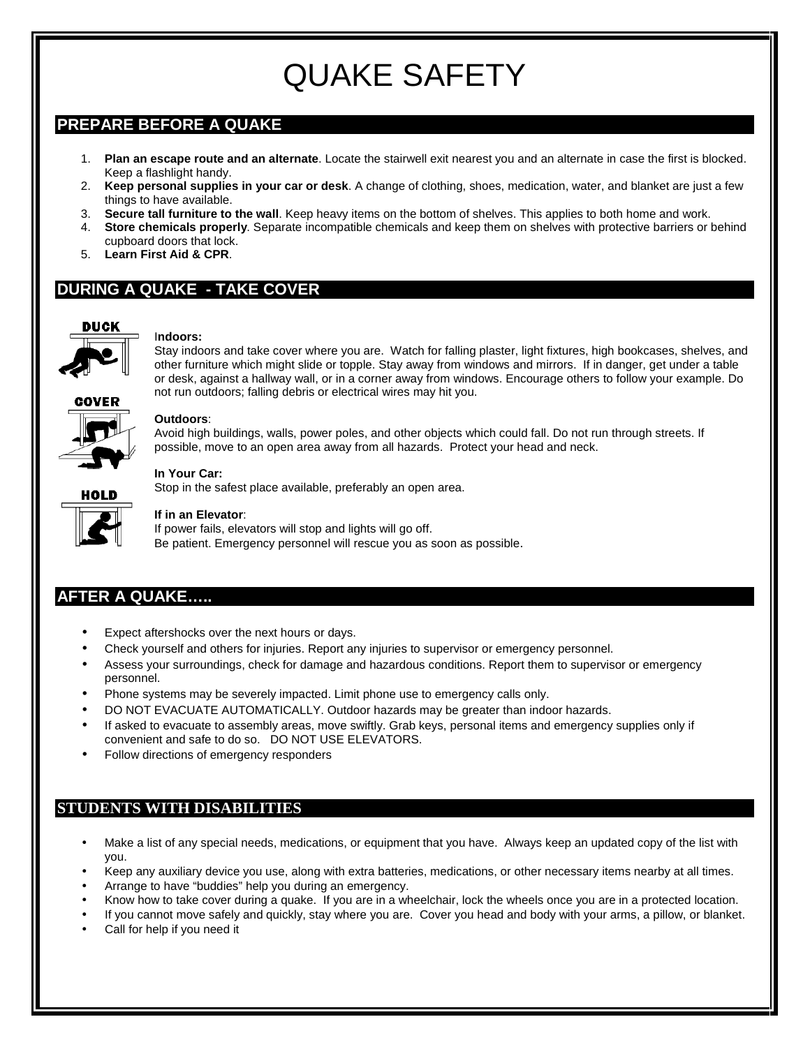# QUAKE SAFETY

## PREPARE BEFORE A QUAKE

1. **Plan an escape route and an alternate**. Locate the stairwell exit nearest you and an alternate in case the first is blocked. Keep a flashlight handy.
2. **Keep personal supplies in your car or desk**. A change of clothing, shoes, medication, water, and blanket are just a few things to have available.
3. **Secure tall furniture to the wall**. Keep heavy items on the bottom of shelves. This applies to both home and work.
4. **Store chemicals properly**. Separate incompatible chemicals and keep them on shelves with protective barriers or behind cupboard doors that lock.
5. **Learn First Aid & CPR**.

## DURING A QUAKE - TAKE COVER

DUCK

COVER

HOLD

**Indoors:**
Stay indoors and take cover where you are. Watch for falling plaster, light fixtures, high bookcases, shelves, and other furniture which might slide or topple. Stay away from windows and mirrors. If in danger, get under a table or desk, against a hallway wall, or in a corner away from windows. Encourage others to follow your example. Do not run outdoors; falling debris or electrical wires may hit you.

**Outdoors**:
Avoid high buildings, walls, power poles, and other objects which could fall. Do not run through streets. If possible, move to an open area away from all hazards. Protect your head and neck.

**In Your Car:**
Stop in the safest place available, preferably an open area.

**If in an Elevator**:
If power fails, elevators will stop and lights will go off.
Be patient. Emergency personnel will rescue you as soon as possible.

## AFTER A QUAKE…..

- Expect aftershocks over the next hours or days.
- Check yourself and others for injuries. Report any injuries to supervisor or emergency personnel.
- Assess your surroundings, check for damage and hazardous conditions. Report them to supervisor or emergency personnel.
- Phone systems may be severely impacted. Limit phone use to emergency calls only.
- DO NOT EVACUATE AUTOMATICALLY. Outdoor hazards may be greater than indoor hazards.
- If asked to evacuate to assembly areas, move swiftly. Grab keys, personal items and emergency supplies only if convenient and safe to do so. DO NOT USE ELEVATORS.
- Follow directions of emergency responders

## STUDENTS WITH DISABILITIES

- Make a list of any special needs, medications, or equipment that you have. Always keep an updated copy of the list with you.
- Keep any auxiliary device you use, along with extra batteries, medications, or other necessary items nearby at all times.
- Arrange to have "buddies" help you during an emergency.
- Know how to take cover during a quake. If you are in a wheelchair, lock the wheels once you are in a protected location.
- If you cannot move safely and quickly, stay where you are. Cover you head and body with your arms, a pillow, or blanket.
- Call for help if you need it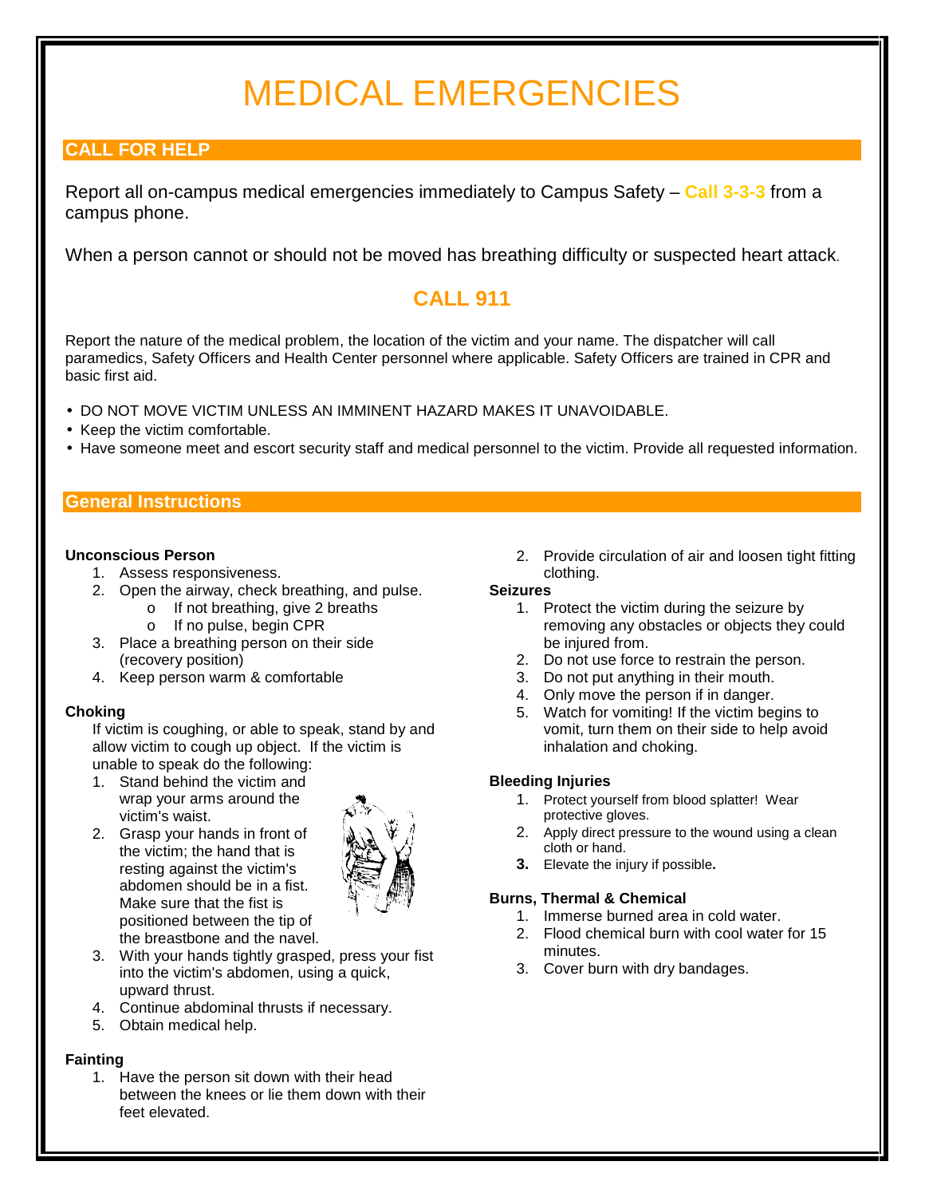# MEDICAL EMERGENCIES

## CALL FOR HELP

Report all on-campus medical emergencies immediately to Campus Safety – **Call 3-3-3** from a campus phone.

When a person cannot or should not be moved has breathing difficulty or suspected heart attack.

### CALL 911

Report the nature of the medical problem, the location of the victim and your name. The dispatcher will call paramedics, Safety Officers and Health Center personnel where applicable. Safety Officers are trained in CPR and basic first aid.

- DO NOT MOVE VICTIM UNLESS AN IMMINENT HAZARD MAKES IT UNAVOIDABLE.
- Keep the victim comfortable.
- Have someone meet and escort security staff and medical personnel to the victim. Provide all requested information.

## General Instructions

**Unconscious Person**

1. Assess responsiveness.
2. Open the airway, check breathing, and pulse.
   - If not breathing, give 2 breaths
   - If no pulse, begin CPR
3. Place a breathing person on their side (recovery position)
4. Keep person warm & comfortable

**Choking**

If victim is coughing, or able to speak, stand by and allow victim to cough up object. If the victim is unable to speak do the following:

1. Stand behind the victim and wrap your arms around the victim's waist.
2. Grasp your hands in front of the victim; the hand that is resting against the victim's abdomen should be in a fist. Make sure that the fist is positioned between the tip of the breastbone and the navel.
3. With your hands tightly grasped, press your fist into the victim's abdomen, using a quick, upward thrust.
4. Continue abdominal thrusts if necessary.
5. Obtain medical help.

**Fainting**

1. Have the person sit down with their head between the knees or lie them down with their feet elevated.
2. Provide circulation of air and loosen tight fitting clothing.

**Seizures**

1. Protect the victim during the seizure by removing any obstacles or objects they could be injured from.
2. Do not use force to restrain the person.
3. Do not put anything in their mouth.
4. Only move the person if in danger.
5. Watch for vomiting! If the victim begins to vomit, turn them on their side to help avoid inhalation and choking.

**Bleeding Injuries**

1. Protect yourself from blood splatter! Wear protective gloves.
2. Apply direct pressure to the wound using a clean cloth or hand.
3. Elevate the injury if possible.

**Burns, Thermal & Chemical**

1. Immerse burned area in cold water.
2. Flood chemical burn with cool water for 15 minutes.
3. Cover burn with dry bandages.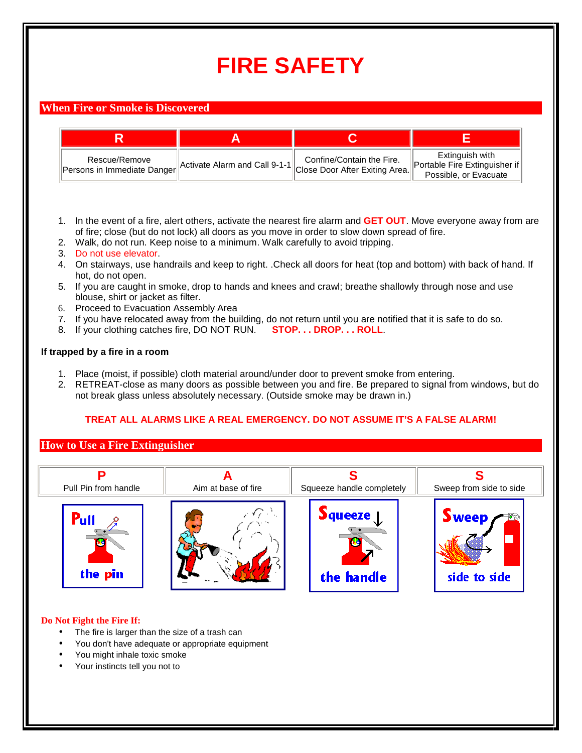# FIRE SAFETY

## When Fire or Smoke is Discovered

| R | A | C | E |
|---|---|---|---|
| Rescue/Remove Persons in Immediate Danger | Activate Alarm and Call 9-1-1 | Confine/Contain the Fire. Close Door After Exiting Area. | Extinguish with Portable Fire Extinguisher if Possible, or Evacuate |

1. In the event of a fire, alert others, activate the nearest fire alarm and **GET OUT**. Move everyone away from are of fire; close (but do not lock) all doors as you move in order to slow down spread of fire.
2. Walk, do not run. Keep noise to a minimum. Walk carefully to avoid tripping.
3. Do not use elevator.
4. On stairways, use handrails and keep to right. .Check all doors for heat (top and bottom) with back of hand. If hot, do not open.
5. If you are caught in smoke, drop to hands and knees and crawl; breathe shallowly through nose and use blouse, shirt or jacket as filter.
6. Proceed to Evacuation Assembly Area
7. If you have relocated away from the building, do not return until you are notified that it is safe to do so.
8. If your clothing catches fire, DO NOT RUN. **STOP. . . DROP. . . ROLL**.

**If trapped by a fire in a room**

1. Place (moist, if possible) cloth material around/under door to prevent smoke from entering.
2. RETREAT-close as many doors as possible between you and fire. Be prepared to signal from windows, but do not break glass unless absolutely necessary. (Outside smoke may be drawn in.)

**TREAT ALL ALARMS LIKE A REAL EMERGENCY. DO NOT ASSUME IT'S A FALSE ALARM!**

## How to Use a Fire Extinguisher

| P | A | S | S |
|---|---|---|---|
| Pull Pin from handle | Aim at base of fire | Squeeze handle completely | Sweep from side to side |

**Do Not Fight the Fire If:**

- The fire is larger than the size of a trash can
- You don't have adequate or appropriate equipment
- You might inhale toxic smoke
- Your instincts tell you not to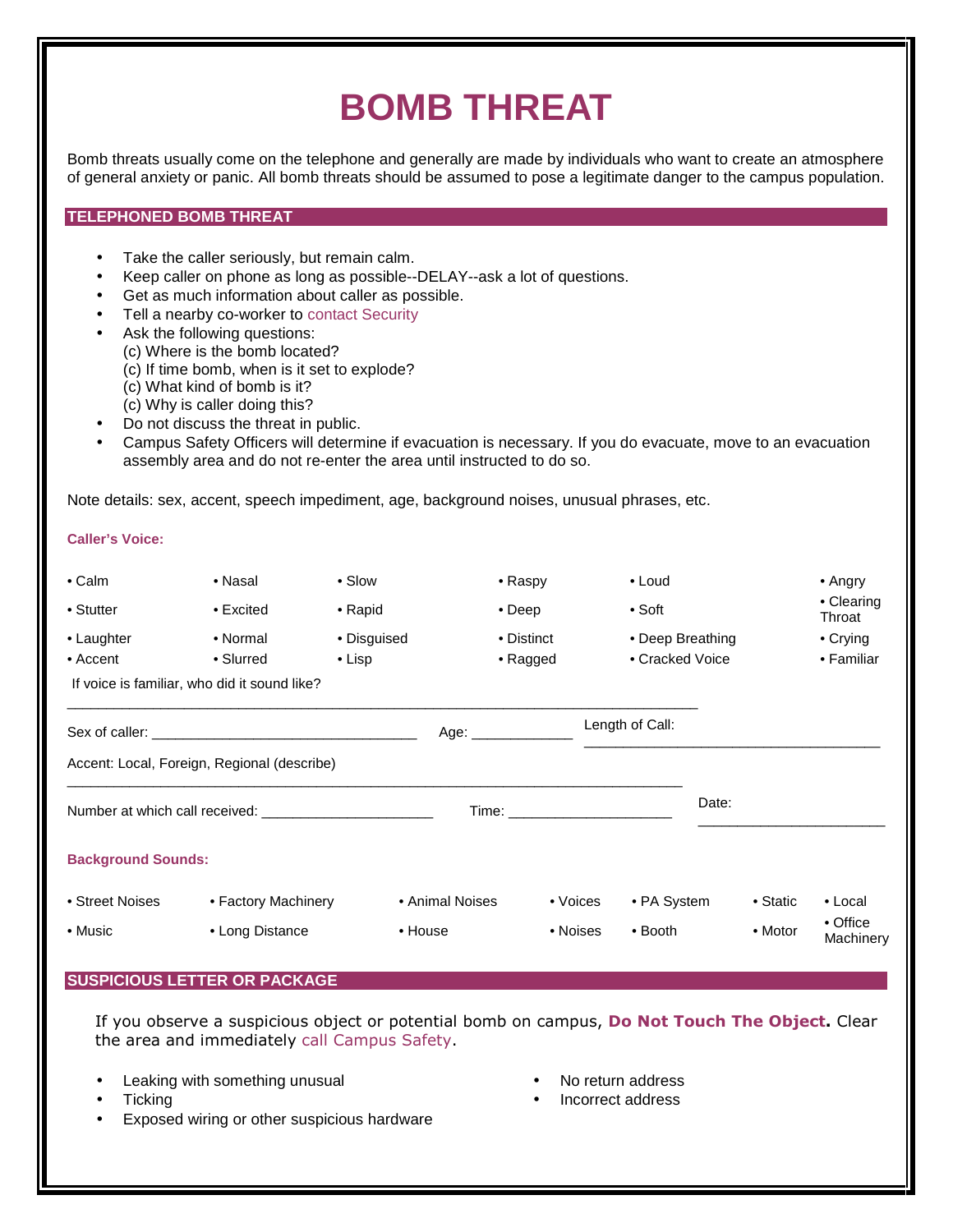# BOMB THREAT

Bomb threats usually come on the telephone and generally are made by individuals who want to create an atmosphere of general anxiety or panic. All bomb threats should be assumed to pose a legitimate danger to the campus population.

## TELEPHONED BOMB THREAT

- Take the caller seriously, but remain calm.
- Keep caller on phone as long as possible--DELAY--ask a lot of questions.
- Get as much information about caller as possible.
- Tell a nearby co-worker to contact Security
- Ask the following questions:
  (c) Where is the bomb located?
  (c) If time bomb, when is it set to explode?
  (c) What kind of bomb is it?
  (c) Why is caller doing this?
- Do not discuss the threat in public.
- Campus Safety Officers will determine if evacuation is necessary. If you do evacuate, move to an evacuation assembly area and do not re-enter the area until instructed to do so.

Note details: sex, accent, speech impediment, age, background noises, unusual phrases, etc.

**Caller's Voice:**

| | | | | | |
|---|---|---|---|---|---|
| • Calm | • Nasal | • Slow | • Raspy | • Loud | • Angry |
| • Stutter | • Excited | • Rapid | • Deep | • Soft | • Clearing Throat |
| • Laughter | • Normal | • Disguised | • Distinct | • Deep Breathing | • Crying |
| • Accent | • Slurred | • Lisp | • Ragged | • Cracked Voice | • Familiar |

If voice is familiar, who did it sound like?

______________________________________________________________________________

Sex of caller: ________________________________ Age: ____________ Length of Call: ____________________________________

Accent: Local, Foreign, Regional (describe)

____________________________________________________________________________

Number at which call received: _____________________ Time: ____________________ Date: ______________________

**Background Sounds:**

| | | | | | | |
|---|---|---|---|---|---|---|
| • Street Noises | • Factory Machinery | • Animal Noises | • Voices | • PA System | • Static | • Local |
| • Music | • Long Distance | • House | • Noises | • Booth | • Motor | • Office Machinery |

## SUSPICIOUS LETTER OR PACKAGE

If you observe a suspicious object or potential bomb on campus, **Do Not Touch The Object.** Clear the area and immediately call Campus Safety.

- Leaking with something unusual
- Ticking
- Exposed wiring or other suspicious hardware
- No return address
- Incorrect address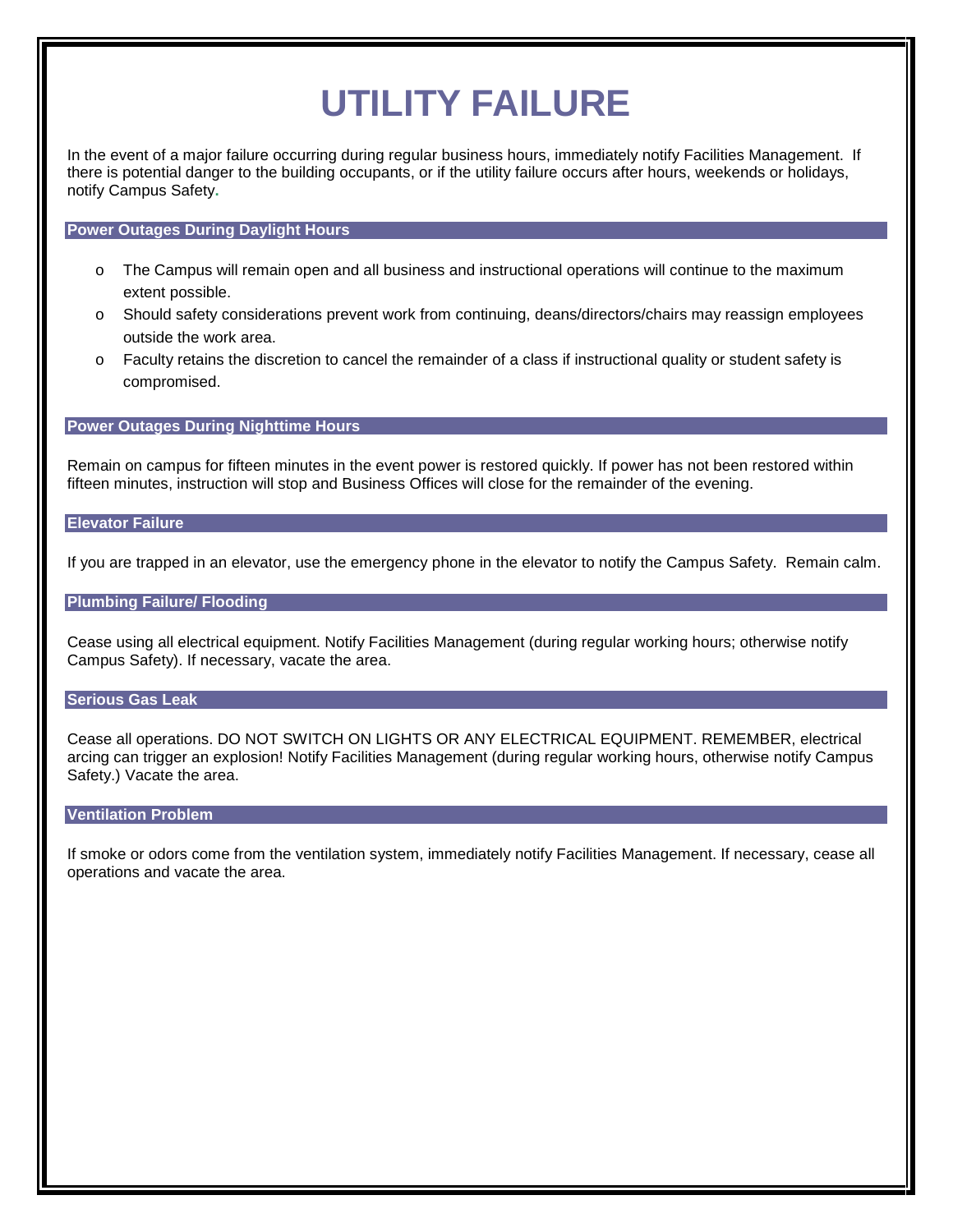# UTILITY FAILURE

In the event of a major failure occurring during regular business hours, immediately notify Facilities Management. If there is potential danger to the building occupants, or if the utility failure occurs after hours, weekends or holidays, notify Campus Safety.

## Power Outages During Daylight Hours

- The Campus will remain open and all business and instructional operations will continue to the maximum extent possible.
- Should safety considerations prevent work from continuing, deans/directors/chairs may reassign employees outside the work area.
- Faculty retains the discretion to cancel the remainder of a class if instructional quality or student safety is compromised.

## Power Outages During Nighttime Hours

Remain on campus for fifteen minutes in the event power is restored quickly. If power has not been restored within fifteen minutes, instruction will stop and Business Offices will close for the remainder of the evening.

## Elevator Failure

If you are trapped in an elevator, use the emergency phone in the elevator to notify the Campus Safety. Remain calm.

## Plumbing Failure/ Flooding

Cease using all electrical equipment. Notify Facilities Management (during regular working hours; otherwise notify Campus Safety). If necessary, vacate the area.

## Serious Gas Leak

Cease all operations. DO NOT SWITCH ON LIGHTS OR ANY ELECTRICAL EQUIPMENT. REMEMBER, electrical arcing can trigger an explosion! Notify Facilities Management (during regular working hours, otherwise notify Campus Safety.) Vacate the area.

## Ventilation Problem

If smoke or odors come from the ventilation system, immediately notify Facilities Management. If necessary, cease all operations and vacate the area.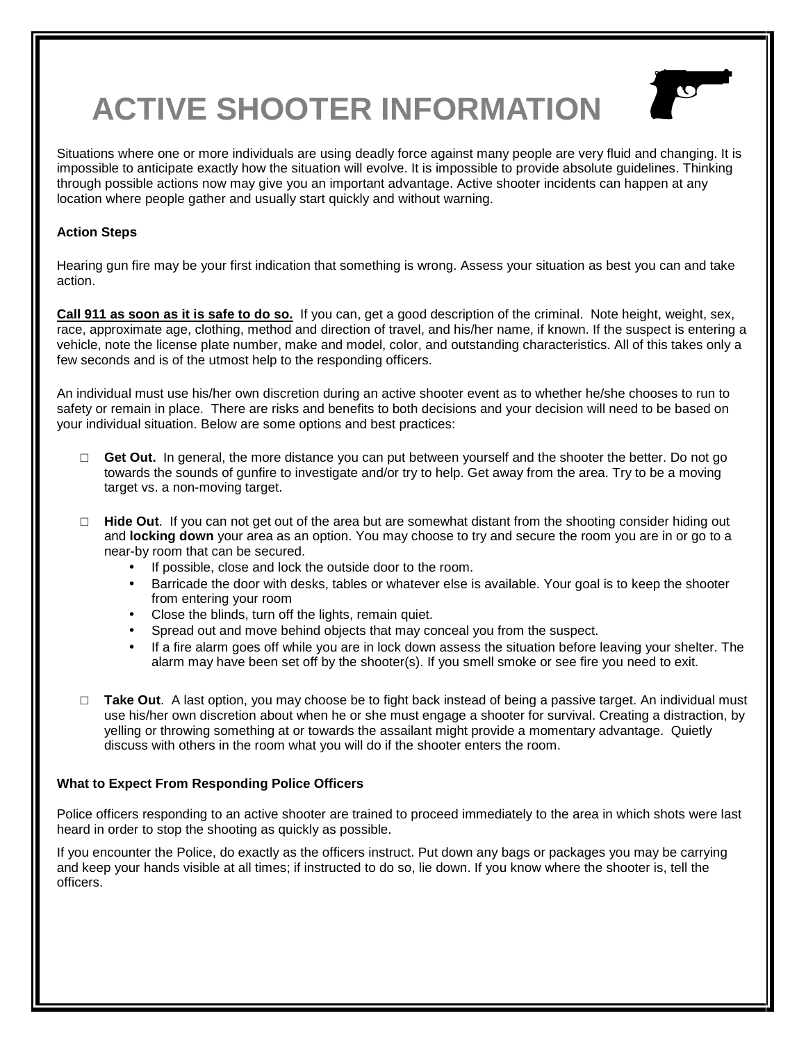# ACTIVE SHOOTER INFORMATION

Situations where one or more individuals are using deadly force against many people are very fluid and changing. It is impossible to anticipate exactly how the situation will evolve. It is impossible to provide absolute guidelines. Thinking through possible actions now may give you an important advantage. Active shooter incidents can happen at any location where people gather and usually start quickly and without warning.

**Action Steps**

Hearing gun fire may be your first indication that something is wrong. Assess your situation as best you can and take action.

**Call 911 as soon as it is safe to do so.** If you can, get a good description of the criminal. Note height, weight, sex, race, approximate age, clothing, method and direction of travel, and his/her name, if known. If the suspect is entering a vehicle, note the license plate number, make and model, color, and outstanding characteristics. All of this takes only a few seconds and is of the utmost help to the responding officers.

An individual must use his/her own discretion during an active shooter event as to whether he/she chooses to run to safety or remain in place. There are risks and benefits to both decisions and your decision will need to be based on your individual situation. Below are some options and best practices:

- **Get Out.** In general, the more distance you can put between yourself and the shooter the better. Do not go towards the sounds of gunfire to investigate and/or try to help. Get away from the area. Try to be a moving target vs. a non-moving target.
- **Hide Out**. If you can not get out of the area but are somewhat distant from the shooting consider hiding out and **locking down** your area as an option. You may choose to try and secure the room you are in or go to a near-by room that can be secured.
  - If possible, close and lock the outside door to the room.
  - Barricade the door with desks, tables or whatever else is available. Your goal is to keep the shooter from entering your room
  - Close the blinds, turn off the lights, remain quiet.
  - Spread out and move behind objects that may conceal you from the suspect.
  - If a fire alarm goes off while you are in lock down assess the situation before leaving your shelter. The alarm may have been set off by the shooter(s). If you smell smoke or see fire you need to exit.
- **Take Out**. A last option, you may choose be to fight back instead of being a passive target. An individual must use his/her own discretion about when he or she must engage a shooter for survival. Creating a distraction, by yelling or throwing something at or towards the assailant might provide a momentary advantage. Quietly discuss with others in the room what you will do if the shooter enters the room.

**What to Expect From Responding Police Officers**

Police officers responding to an active shooter are trained to proceed immediately to the area in which shots were last heard in order to stop the shooting as quickly as possible.

If you encounter the Police, do exactly as the officers instruct. Put down any bags or packages you may be carrying and keep your hands visible at all times; if instructed to do so, lie down. If you know where the shooter is, tell the officers.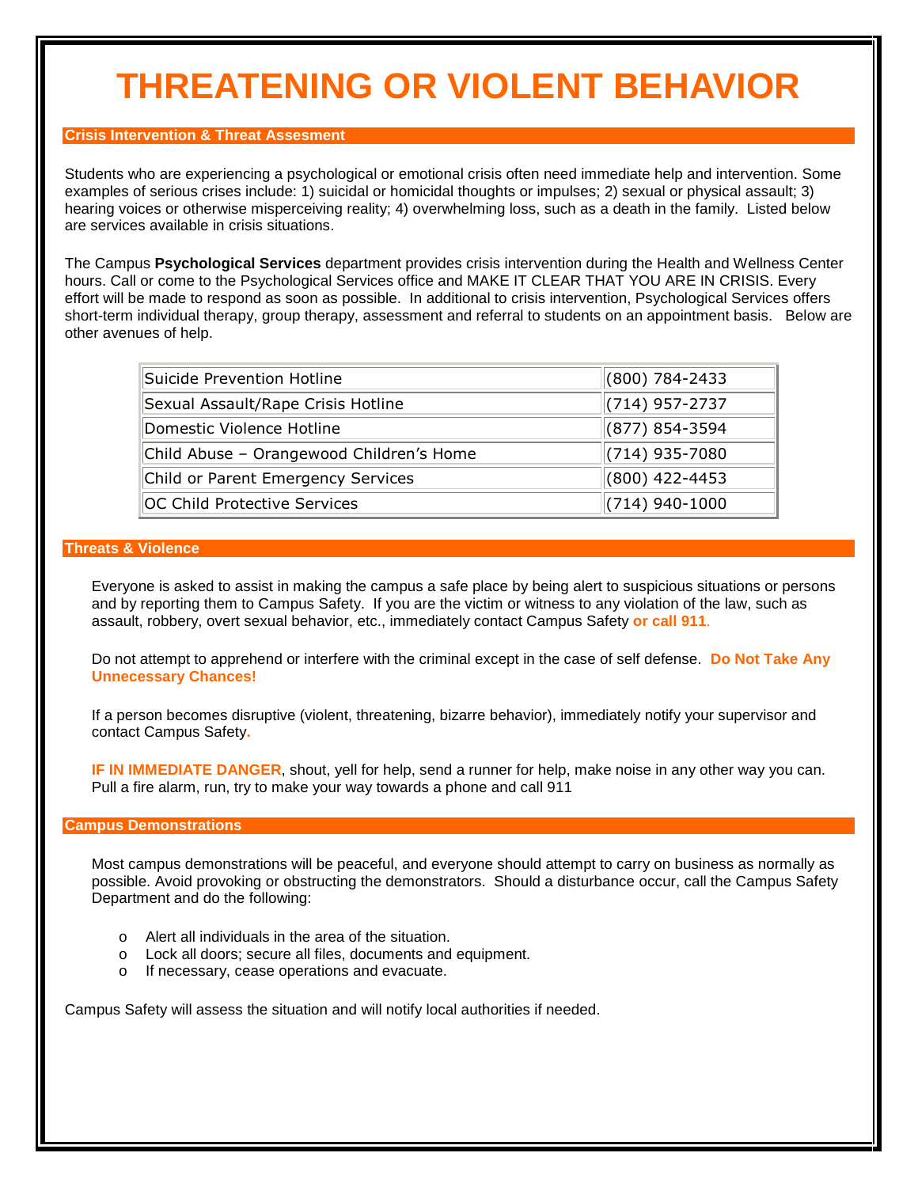# THREATENING OR VIOLENT BEHAVIOR

## Crisis Intervention & Threat Assesment

Students who are experiencing a psychological or emotional crisis often need immediate help and intervention. Some examples of serious crises include: 1) suicidal or homicidal thoughts or impulses; 2) sexual or physical assault; 3) hearing voices or otherwise misperceiving reality; 4) overwhelming loss, such as a death in the family. Listed below are services available in crisis situations.

The Campus **Psychological Services** department provides crisis intervention during the Health and Wellness Center hours. Call or come to the Psychological Services office and MAKE IT CLEAR THAT YOU ARE IN CRISIS. Every effort will be made to respond as soon as possible. In additional to crisis intervention, Psychological Services offers short-term individual therapy, group therapy, assessment and referral to students on an appointment basis. Below are other avenues of help.

| | |
|---|---|
| Suicide Prevention Hotline | (800) 784-2433 |
| Sexual Assault/Rape Crisis Hotline | (714) 957-2737 |
| Domestic Violence Hotline | (877) 854-3594 |
| Child Abuse – Orangewood Children's Home | (714) 935-7080 |
| Child or Parent Emergency Services | (800) 422-4453 |
| OC Child Protective Services | (714) 940-1000 |

## Threats & Violence

Everyone is asked to assist in making the campus a safe place by being alert to suspicious situations or persons and by reporting them to Campus Safety. If you are the victim or witness to any violation of the law, such as assault, robbery, overt sexual behavior, etc., immediately contact Campus Safety **or call 911**.

Do not attempt to apprehend or interfere with the criminal except in the case of self defense. **Do Not Take Any Unnecessary Chances!**

If a person becomes disruptive (violent, threatening, bizarre behavior), immediately notify your supervisor and contact Campus Safety.

**IF IN IMMEDIATE DANGER**, shout, yell for help, send a runner for help, make noise in any other way you can. Pull a fire alarm, run, try to make your way towards a phone and call 911

## Campus Demonstrations

Most campus demonstrations will be peaceful, and everyone should attempt to carry on business as normally as possible. Avoid provoking or obstructing the demonstrators. Should a disturbance occur, call the Campus Safety Department and do the following:

- Alert all individuals in the area of the situation.
- Lock all doors; secure all files, documents and equipment.
- If necessary, cease operations and evacuate.

Campus Safety will assess the situation and will notify local authorities if needed.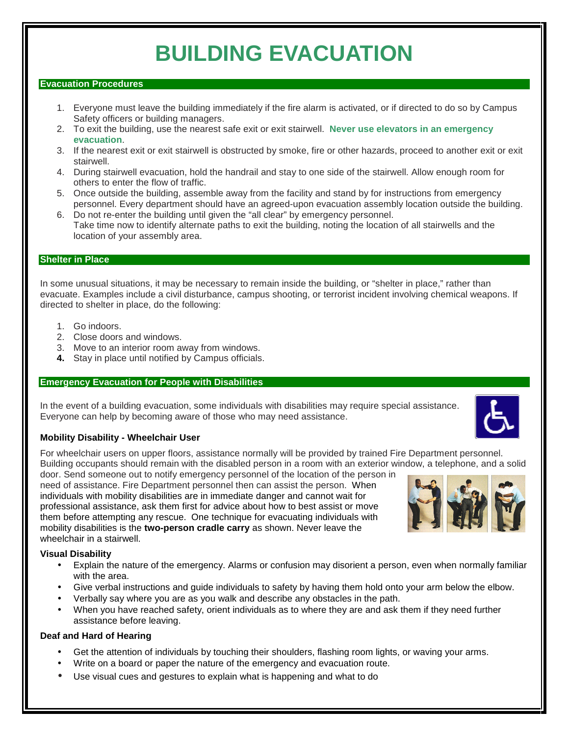# BUILDING EVACUATION

## Evacuation Procedures

1. Everyone must leave the building immediately if the fire alarm is activated, or if directed to do so by Campus Safety officers or building managers.
2. To exit the building, use the nearest safe exit or exit stairwell. **Never use elevators in an emergency evacuation**.
3. If the nearest exit or exit stairwell is obstructed by smoke, fire or other hazards, proceed to another exit or exit stairwell.
4. During stairwell evacuation, hold the handrail and stay to one side of the stairwell. Allow enough room for others to enter the flow of traffic.
5. Once outside the building, assemble away from the facility and stand by for instructions from emergency personnel. Every department should have an agreed-upon evacuation assembly location outside the building.
6. Do not re-enter the building until given the "all clear" by emergency personnel.
   Take time now to identify alternate paths to exit the building, noting the location of all stairwells and the location of your assembly area.

## Shelter in Place

In some unusual situations, it may be necessary to remain inside the building, or "shelter in place," rather than evacuate. Examples include a civil disturbance, campus shooting, or terrorist incident involving chemical weapons. If directed to shelter in place, do the following:

1. Go indoors.
2. Close doors and windows.
3. Move to an interior room away from windows.
4. Stay in place until notified by Campus officials.

## Emergency Evacuation for People with Disabilities

In the event of a building evacuation, some individuals with disabilities may require special assistance. Everyone can help by becoming aware of those who may need assistance.

### Mobility Disability - Wheelchair User

For wheelchair users on upper floors, assistance normally will be provided by trained Fire Department personnel. Building occupants should remain with the disabled person in a room with an exterior window, a telephone, and a solid door. Send someone out to notify emergency personnel of the location of the person in need of assistance. Fire Department personnel then can assist the person. When individuals with mobility disabilities are in immediate danger and cannot wait for professional assistance, ask them first for advice about how to best assist or move them before attempting any rescue. One technique for evacuating individuals with mobility disabilities is the **two-person cradle carry** as shown. Never leave the wheelchair in a stairwell.

### Visual Disability

- Explain the nature of the emergency. Alarms or confusion may disorient a person, even when normally familiar with the area.
- Give verbal instructions and guide individuals to safety by having them hold onto your arm below the elbow.
- Verbally say where you are as you walk and describe any obstacles in the path.
- When you have reached safety, orient individuals as to where they are and ask them if they need further assistance before leaving.

### Deaf and Hard of Hearing

- Get the attention of individuals by touching their shoulders, flashing room lights, or waving your arms.
- Write on a board or paper the nature of the emergency and evacuation route.
- Use visual cues and gestures to explain what is happening and what to do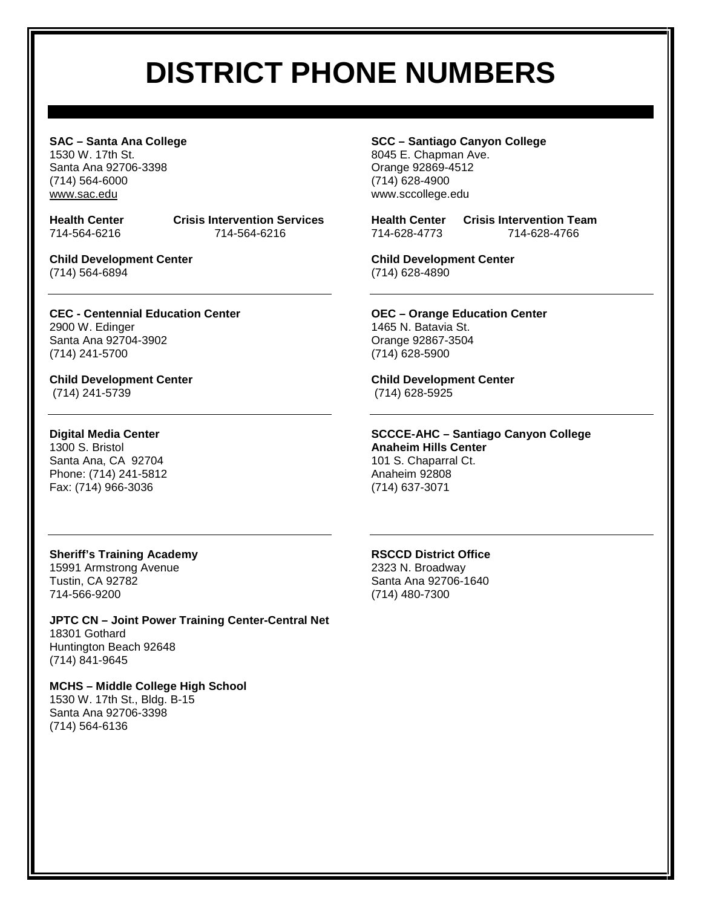# DISTRICT PHONE NUMBERS

**SAC – Santa Ana College**
1530 W. 17th St.
Santa Ana 92706-3398
(714) 564-6000
www.sac.edu

**Health Center** 714-564-6216
**Crisis Intervention Services** 714-564-6216

**Child Development Center**
(714) 564-6894

---

**CEC - Centennial Education Center**
2900 W. Edinger
Santa Ana 92704-3902
(714) 241-5700

**Child Development Center**
(714) 241-5739

---

**Digital Media Center**
1300 S. Bristol
Santa Ana, CA 92704
Phone: (714) 241-5812
Fax: (714) 966-3036

---

**Sheriff's Training Academy**
15991 Armstrong Avenue
Tustin, CA 92782
714-566-9200

**JPTC CN – Joint Power Training Center-Central Net**
18301 Gothard
Huntington Beach 92648
(714) 841-9645

**MCHS – Middle College High School**
1530 W. 17th St., Bldg. B-15
Santa Ana 92706-3398
(714) 564-6136

---

**SCC – Santiago Canyon College**
8045 E. Chapman Ave.
Orange 92869-4512
(714) 628-4900
www.sccollege.edu

**Health Center** 714-628-4773
**Crisis Intervention Team** 714-628-4766

**Child Development Center**
(714) 628-4890

---

**OEC – Orange Education Center**
1465 N. Batavia St.
Orange 92867-3504
(714) 628-5900

**Child Development Center**
(714) 628-5925

---

**SCCCE-AHC – Santiago Canyon College Anaheim Hills Center**
101 S. Chaparral Ct.
Anaheim 92808
(714) 637-3071

---

**RSCCD District Office**
2323 N. Broadway
Santa Ana 92706-1640
(714) 480-7300